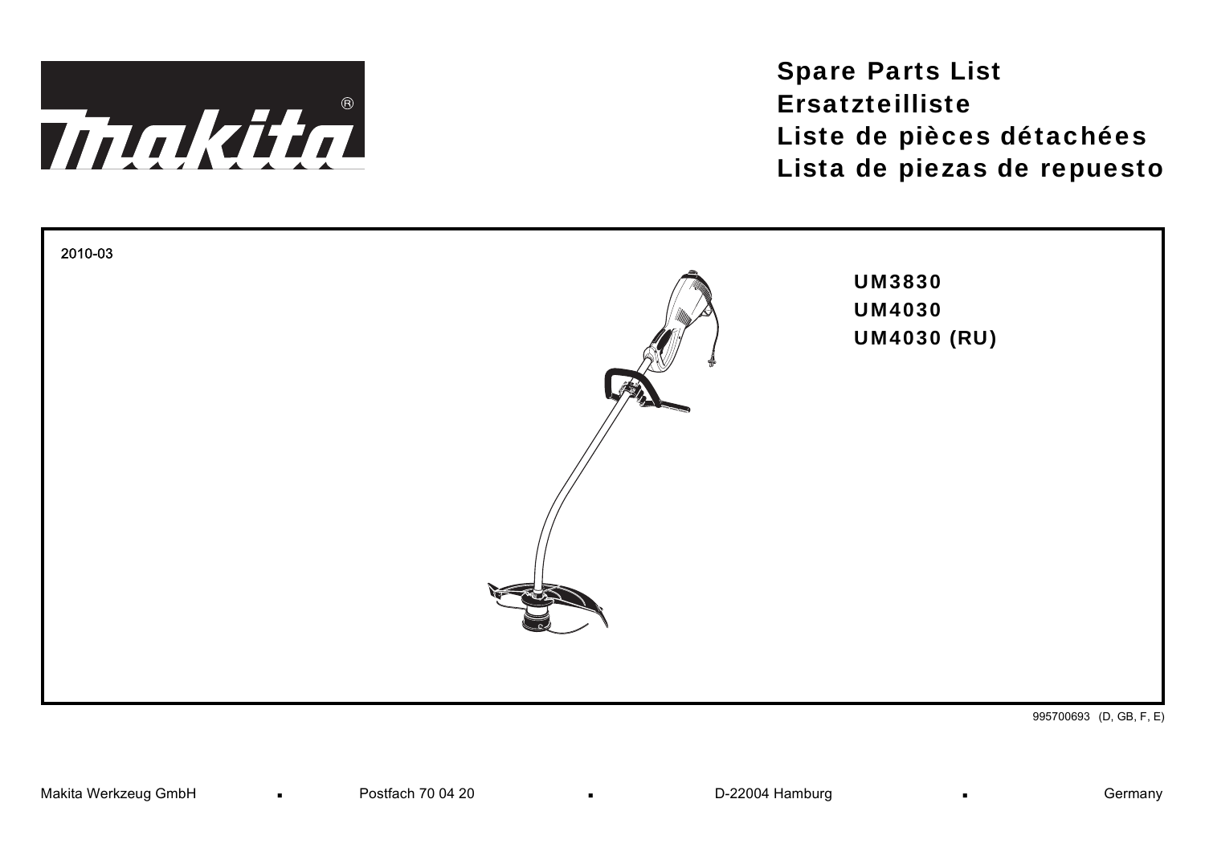makita

# Spare Parts List
# Ersatzteilliste
# Liste de pièces détachées
# Lista de piezas de repuesto

2010-03

**UM3830**
**UM4030**
**UM4030 (RU)**

995700693 (D, GB, F, E)

Makita Werkzeug GmbH ▪ Postfach 70 04 20 ▪ D-22004 Hamburg ▪ Germany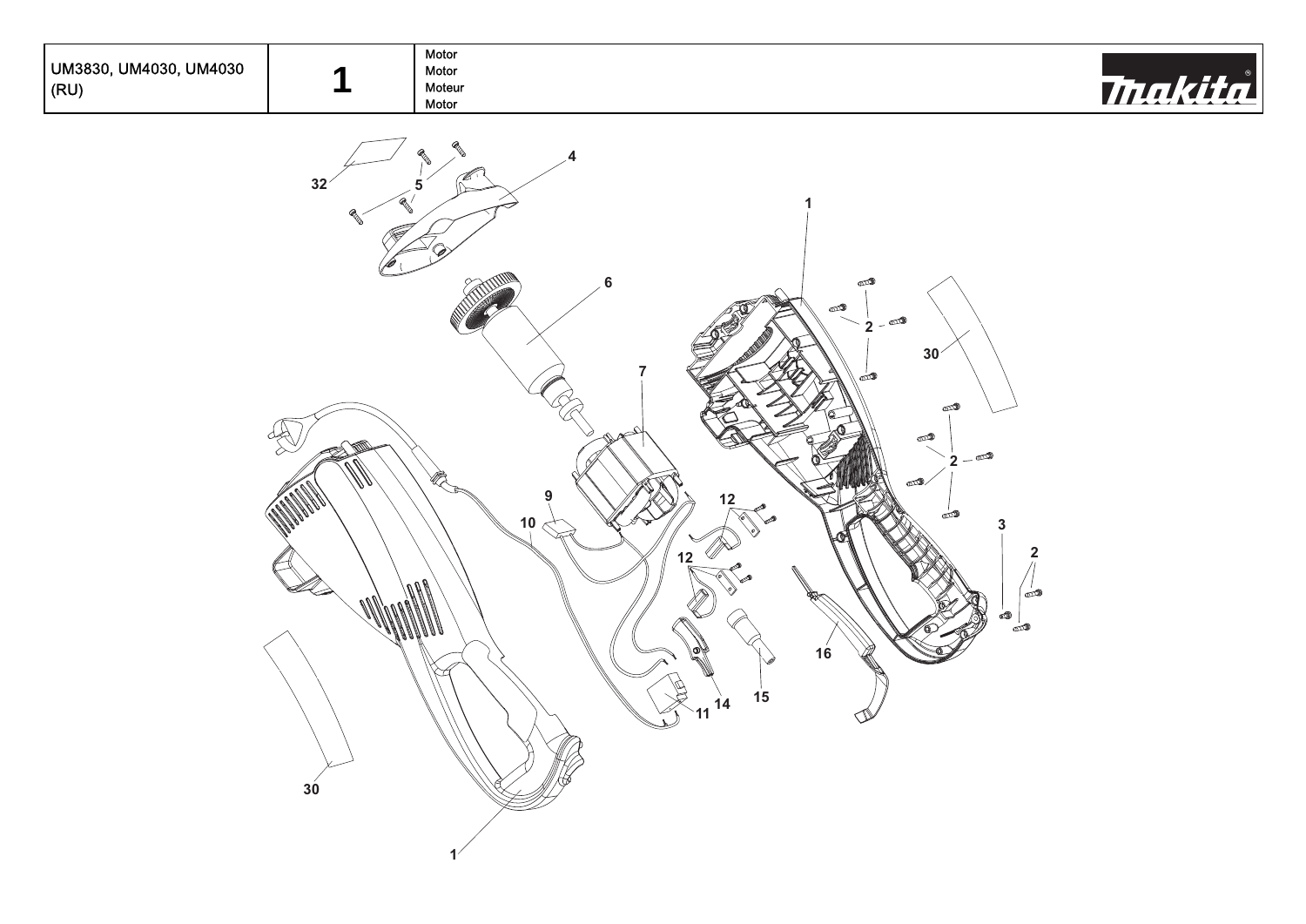| UM3830, UM4030, UM4030 (RU) | 1 | Motor<br>Motor<br>Moteur<br>Motor |
| --- | --- | --- |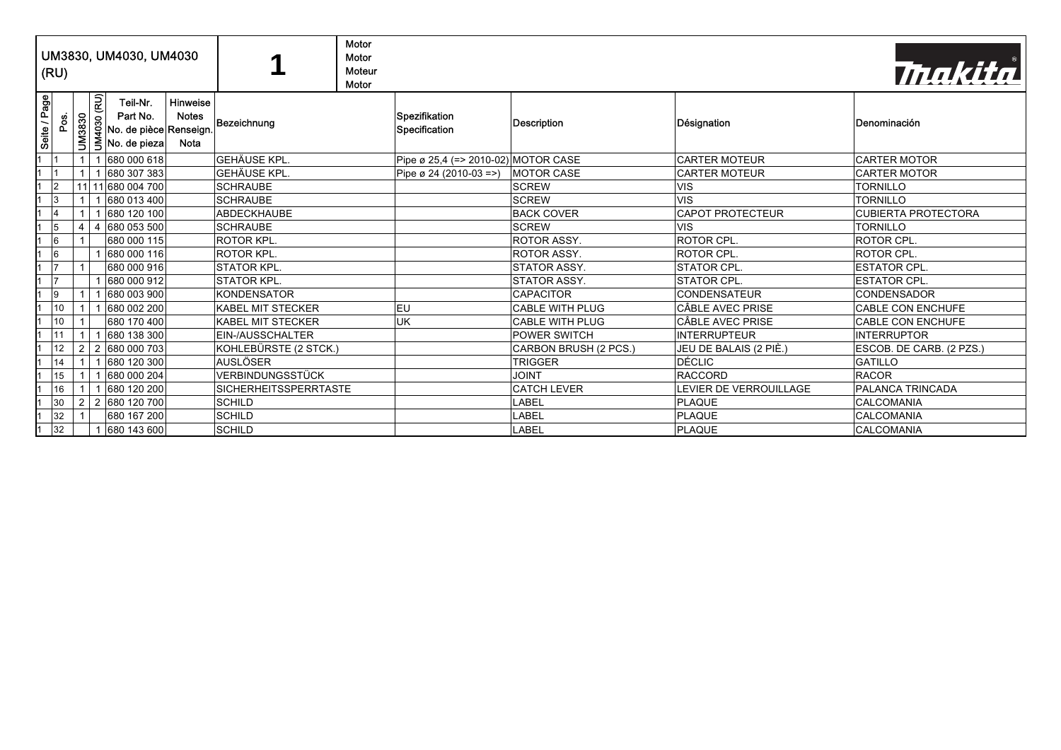# UM3830, UM4030, UM4030 (RU)

## 1

Motor
Motor
Moteur
Motor

makita

| Seite / Page | Pos. | UM3830 | UM4030 (RU) | Teil-Nr. Part No. No. de pièce No. de pieza | Hinweise Notes Renseign. Nota | Bezeichnung | Spezifikation Specification | Description | Désignation | Denominación |
|---|---|---|---|---|---|---|---|---|---|---|
| 1 | 1 | 1 | 1 | 680 000 618 | | GEHÄUSE KPL. | Pipe ø 25,4 (=> 2010-02) | MOTOR CASE | CARTER MOTEUR | CARTER MOTOR |
| 1 | 1 | 1 | 1 | 680 307 383 | | GEHÄUSE KPL. | Pipe ø 24 (2010-03 =>) | MOTOR CASE | CARTER MOTEUR | CARTER MOTOR |
| 1 | 2 | 11 | 11 | 680 004 700 | | SCHRAUBE | | SCREW | VIS | TORNILLO |
| 1 | 3 | 1 | 1 | 680 013 400 | | SCHRAUBE | | SCREW | VIS | TORNILLO |
| 1 | 4 | 1 | 1 | 680 120 100 | | ABDECKHAUBE | | BACK COVER | CAPOT PROTECTEUR | CUBIERTA PROTECTORA |
| 1 | 5 | 4 | 4 | 680 053 500 | | SCHRAUBE | | SCREW | VIS | TORNILLO |
| 1 | 6 | 1 | | 680 000 115 | | ROTOR KPL. | | ROTOR ASSY. | ROTOR CPL. | ROTOR CPL. |
| 1 | 6 | | 1 | 680 000 116 | | ROTOR KPL. | | ROTOR ASSY. | ROTOR CPL. | ROTOR CPL. |
| 1 | 7 | 1 | | 680 000 916 | | STATOR KPL. | | STATOR ASSY. | STATOR CPL. | ESTATOR CPL. |
| 1 | 7 | | 1 | 680 000 912 | | STATOR KPL. | | STATOR ASSY. | STATOR CPL. | ESTATOR CPL. |
| 1 | 9 | 1 | 1 | 680 003 900 | | KONDENSATOR | | CAPACITOR | CONDENSATEUR | CONDENSADOR |
| 1 | 10 | 1 | 1 | 680 002 200 | | KABEL MIT STECKER | EU | CABLE WITH PLUG | CÂBLE AVEC PRISE | CABLE CON ENCHUFE |
| 1 | 10 | 1 | | 680 170 400 | | KABEL MIT STECKER | UK | CABLE WITH PLUG | CÂBLE AVEC PRISE | CABLE CON ENCHUFE |
| 1 | 11 | 1 | 1 | 680 138 300 | | EIN-/AUSSCHALTER | | POWER SWITCH | INTERRUPTEUR | INTERRUPTOR |
| 1 | 12 | 2 | 2 | 680 000 703 | | KOHLEBÜRSTE (2 STCK.) | | CARBON BRUSH (2 PCS.) | JEU DE BALAIS (2 PIÈ.) | ESCOB. DE CARB. (2 PZS.) |
| 1 | 14 | 1 | 1 | 680 120 300 | | AUSLÖSER | | TRIGGER | DÉCLIC | GATILLO |
| 1 | 15 | 1 | 1 | 680 000 204 | | VERBINDUNGSSTÜCK | | JOINT | RACCORD | RACOR |
| 1 | 16 | 1 | 1 | 680 120 200 | | SICHERHEITSSPERRTASTE | | CATCH LEVER | LEVIER DE VERROUILLAGE | PALANCA TRINCADA |
| 1 | 30 | 2 | 2 | 680 120 700 | | SCHILD | | LABEL | PLAQUE | CALCOMANIA |
| 1 | 32 | 1 | | 680 167 200 | | SCHILD | | LABEL | PLAQUE | CALCOMANIA |
| 1 | 32 | | 1 | 680 143 600 | | SCHILD | | LABEL | PLAQUE | CALCOMANIA |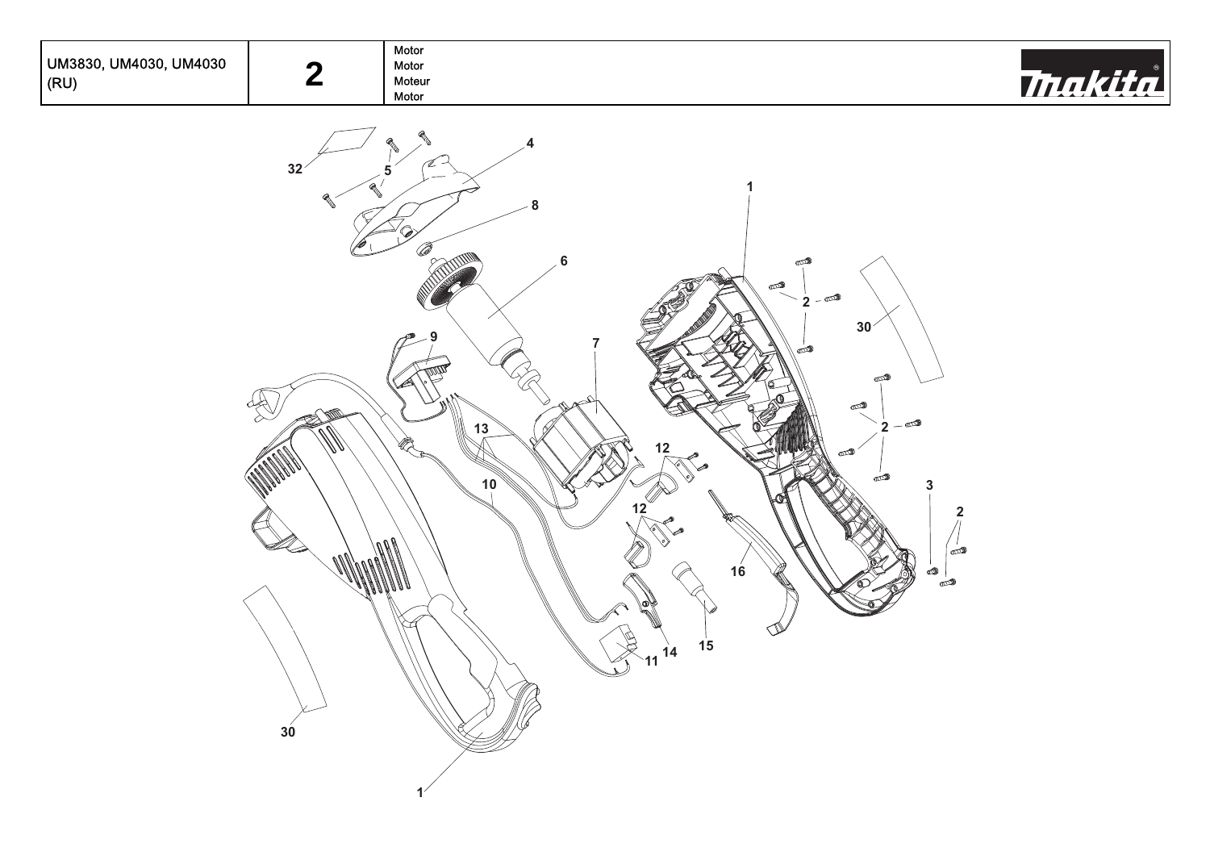| UM3830, UM4030, UM4030 (RU) | 2 | Motor<br>Motor<br>Moteur<br>Motor |
| --- | --- | --- |

1, 2, 3, 4, 5, 6, 7, 8, 9, 10, 11, 12, 13, 14, 15, 16, 30, 32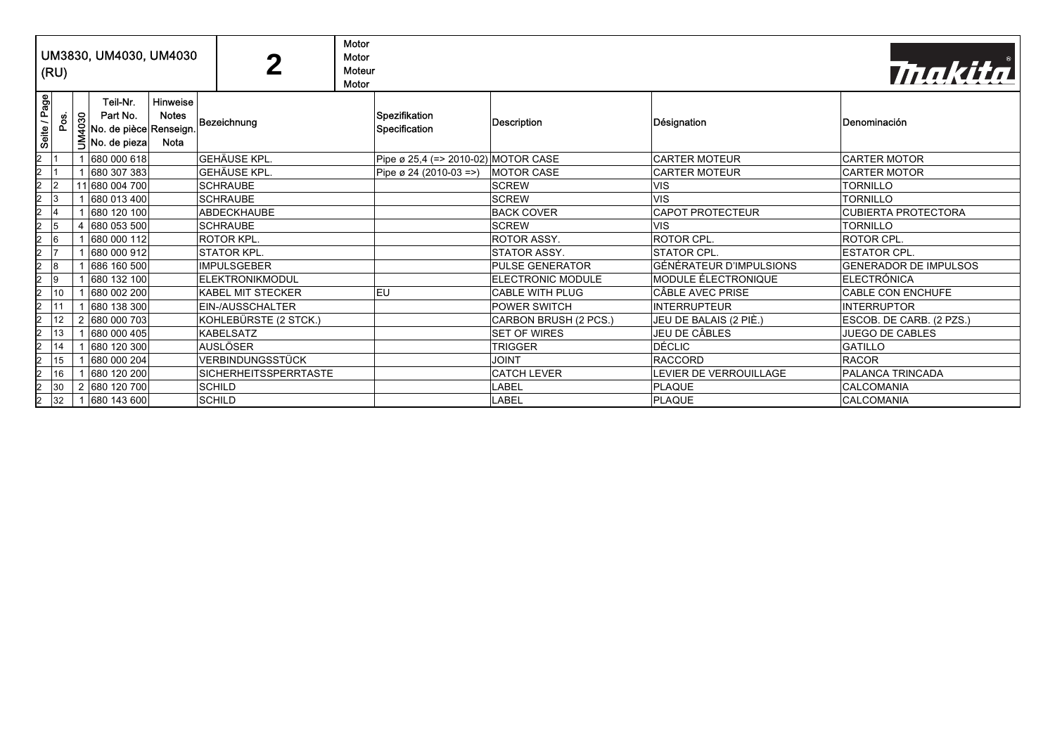# UM3830, UM4030, UM4030 (RU)

## 2

Motor
Motor
Moteur
Motor

makita

| Seite / Page | Pos. | UM4030 | Teil-Nr. Part No. No. de pièce No. de pieza | Hinweise Notes Renseign. Nota | Bezeichnung | Spezifikation Specification | Description | Désignation | Denominación |
|---|---|---|---|---|---|---|---|---|---|
| 2 | 1 | 1 | 680 000 618 | | GEHÄUSE KPL. | Pipe ø 25,4 (=> 2010-02) | MOTOR CASE | CARTER MOTEUR | CARTER MOTOR |
| 2 | 1 | 1 | 680 307 383 | | GEHÄUSE KPL. | Pipe ø 24 (2010-03 =>) | MOTOR CASE | CARTER MOTEUR | CARTER MOTOR |
| 2 | 2 | 11 | 680 004 700 | | SCHRAUBE | | SCREW | VIS | TORNILLO |
| 2 | 3 | 1 | 680 013 400 | | SCHRAUBE | | SCREW | VIS | TORNILLO |
| 2 | 4 | 1 | 680 120 100 | | ABDECKHAUBE | | BACK COVER | CAPOT PROTECTEUR | CUBIERTA PROTECTORA |
| 2 | 5 | 4 | 680 053 500 | | SCHRAUBE | | SCREW | VIS | TORNILLO |
| 2 | 6 | 1 | 680 000 112 | | ROTOR KPL. | | ROTOR ASSY. | ROTOR CPL. | ROTOR CPL. |
| 2 | 7 | 1 | 680 000 912 | | STATOR KPL. | | STATOR ASSY. | STATOR CPL. | ESTATOR CPL. |
| 2 | 8 | 1 | 686 160 500 | | IMPULSGEBER | | PULSE GENERATOR | GÉNÉRATEUR D'IMPULSIONS | GENERADOR DE IMPULSOS |
| 2 | 9 | 1 | 680 132 100 | | ELEKTRONIKMODUL | | ELECTRONIC MODULE | MODULE ÉLECTRONIQUE | ELECTRÓNICA |
| 2 | 10 | 1 | 680 002 200 | | KABEL MIT STECKER | EU | CABLE WITH PLUG | CÂBLE AVEC PRISE | CABLE CON ENCHUFE |
| 2 | 11 | 1 | 680 138 300 | | EIN-/AUSSCHALTER | | POWER SWITCH | INTERRUPTEUR | INTERRUPTOR |
| 2 | 12 | 2 | 680 000 703 | | KOHLEBÜRSTE (2 STCK.) | | CARBON BRUSH (2 PCS.) | JEU DE BALAIS (2 PIÈ.) | ESCOB. DE CARB. (2 PZS.) |
| 2 | 13 | 1 | 680 000 405 | | KABELSATZ | | SET OF WIRES | JEU DE CÂBLES | JUEGO DE CABLES |
| 2 | 14 | 1 | 680 120 300 | | AUSLÖSER | | TRIGGER | DÉCLIC | GATILLO |
| 2 | 15 | 1 | 680 000 204 | | VERBINDUNGSSTÜCK | | JOINT | RACCORD | RACOR |
| 2 | 16 | 1 | 680 120 200 | | SICHERHEITSSPERRTASTE | | CATCH LEVER | LEVIER DE VERROUILLAGE | PALANCA TRINCADA |
| 2 | 30 | 2 | 680 120 700 | | SCHILD | | LABEL | PLAQUE | CALCOMANIA |
| 2 | 32 | 1 | 680 143 600 | | SCHILD | | LABEL | PLAQUE | CALCOMANIA |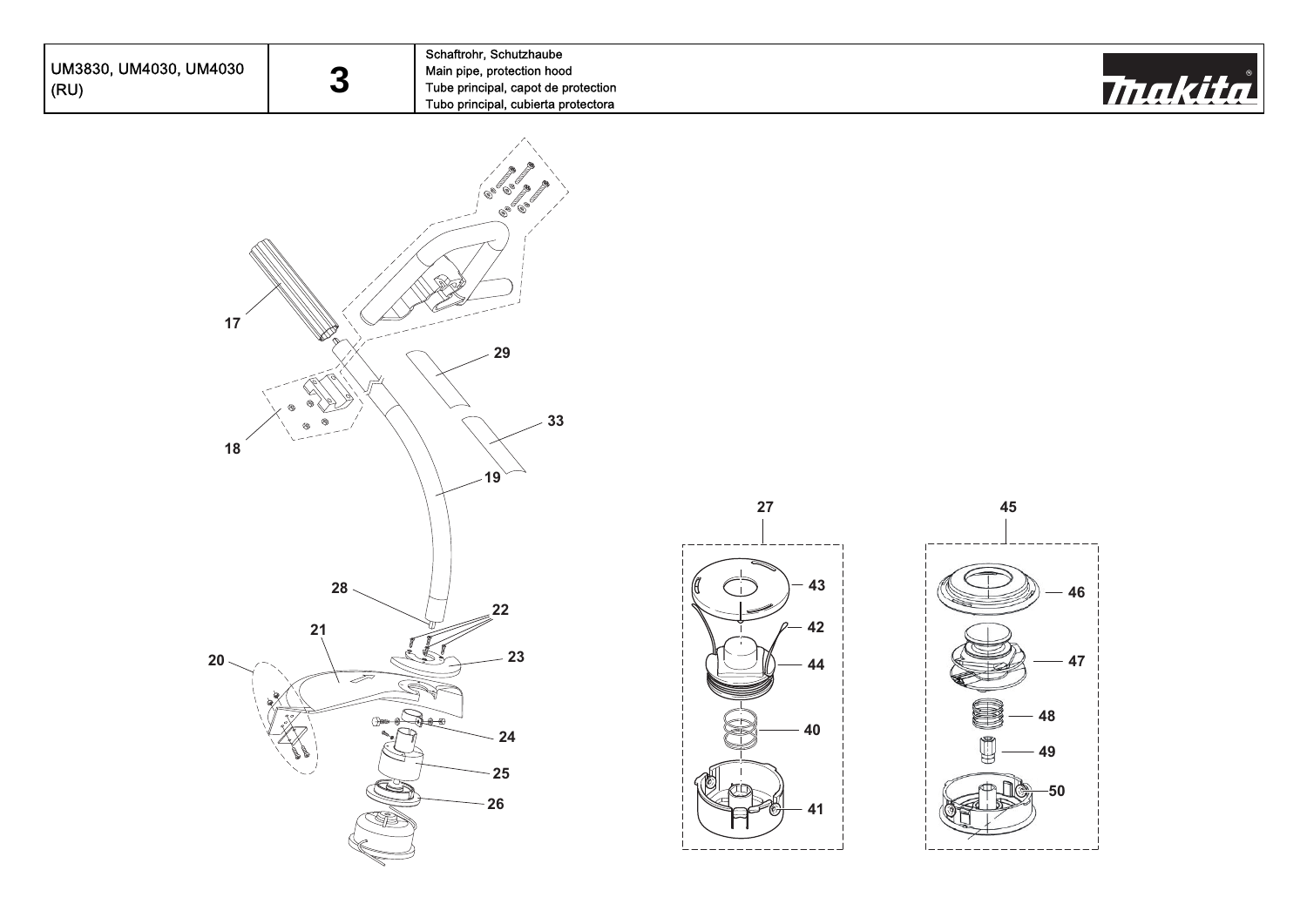| UM3830, UM4030, UM4030 (RU) | 3 | Schaftrohr, Schutzhaube<br>Main pipe, protection hood<br>Tube principal, capot de protection<br>Tubo principal, cubierta protectora |
| --- | --- | --- |

17

18

29

33

19

28

22

21

20

23

24

25

26

27

43

42

44

40

41

45

46

47

48

49

50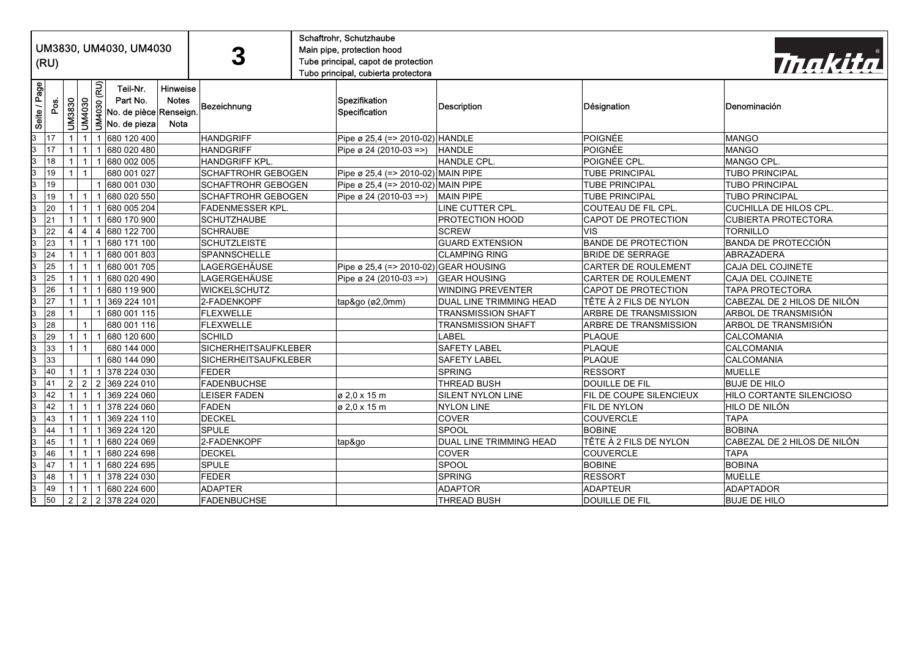# UM3830, UM4030, UM4030 (RU)

# 3

Schaftrohr, Schutzhaube
Main pipe, protection hood
Tube principal, capot de protection
Tubo principal, cubierta protectora

makita

| Seite / Page | Pos. | UM3830 | UM4030 | UM4030 (RU) | Teil-Nr. Part No. No. de pièce No. de pieza | Hinweise Notes Renseign. Nota | Bezeichnung | Spezifikation Specification | Description | Désignation | Denominación |
|---|---|---|---|---|---|---|---|---|---|---|---|
| 3 | 17 | 1 | 1 | 1 | 680 120 400 | | HANDGRIFF | Pipe ø 25,4 (=> 2010-02) | HANDLE | POIGNÉE | MANGO |
| 3 | 17 | 1 | 1 | 1 | 680 020 480 | | HANDGRIFF | Pipe ø 24 (2010-03 =>) | HANDLE | POIGNÉE | MANGO |
| 3 | 18 | 1 | 1 | 1 | 680 002 005 | | HANDGRIFF KPL. | | HANDLE CPL. | POIGNÉE CPL. | MANGO CPL. |
| 3 | 19 | 1 | 1 | | 680 001 027 | | SCHAFTROHR GEBOGEN | Pipe ø 25,4 (=> 2010-02) | MAIN PIPE | TUBE PRINCIPAL | TUBO PRINCIPAL |
| 3 | 19 | | | 1 | 680 001 030 | | SCHAFTROHR GEBOGEN | Pipe ø 25,4 (=> 2010-02) | MAIN PIPE | TUBE PRINCIPAL | TUBO PRINCIPAL |
| 3 | 19 | 1 | 1 | 1 | 680 020 550 | | SCHAFTROHR GEBOGEN | Pipe ø 24 (2010-03 =>) | MAIN PIPE | TUBE PRINCIPAL | TUBO PRINCIPAL |
| 3 | 20 | 1 | 1 | 1 | 680 005 204 | | FADENMESSER KPL. | | LINE CUTTER CPL. | COUTEAU DE FIL CPL. | CUCHILLA DE HILOS CPL. |
| 3 | 21 | 1 | 1 | 1 | 680 170 900 | | SCHUTZHAUBE | | PROTECTION HOOD | CAPOT DE PROTECTION | CUBIERTA PROTECTORA |
| 3 | 22 | 4 | 4 | 4 | 680 122 700 | | SCHRAUBE | | SCREW | VIS | TORNILLO |
| 3 | 23 | 1 | 1 | 1 | 680 171 100 | | SCHUTZLEISTE | | GUARD EXTENSION | BANDE DE PROTECTION | BANDA DE PROTECCIÓN |
| 3 | 24 | 1 | 1 | 1 | 680 001 803 | | SPANNSCHELLE | | CLAMPING RING | BRIDE DE SERRAGE | ABRAZADERA |
| 3 | 25 | 1 | 1 | 1 | 680 001 705 | | LAGERGEHÄUSE | Pipe ø 25,4 (=> 2010-02) | GEAR HOUSING | CARTER DE ROULEMENT | CAJA DEL COJINETE |
| 3 | 25 | 1 | 1 | 1 | 680 020 490 | | LAGERGEHÄUSE | Pipe ø 24 (2010-03 =>) | GEAR HOUSING | CARTER DE ROULEMENT | CAJA DEL COJINETE |
| 3 | 26 | 1 | 1 | 1 | 680 119 900 | | WICKELSCHUTZ | | WINDING PREVENTER | CAPOT DE PROTECTION | TAPA PROTECTORA |
| 3 | 27 | 1 | 1 | 1 | 369 224 101 | | 2-FADENKOPF | tap&go (ø2,0mm) | DUAL LINE TRIMMING HEAD | TÊTE À 2 FILS DE NYLON | CABEZAL DE 2 HILOS DE NILÓN |
| 3 | 28 | 1 | | 1 | 680 001 115 | | FLEXWELLE | | TRANSMISSION SHAFT | ARBRE DE TRANSMISSION | ARBOL DE TRANSMISIÓN |
| 3 | 28 | | 1 | | 680 001 116 | | FLEXWELLE | | TRANSMISSION SHAFT | ARBRE DE TRANSMISSION | ARBOL DE TRANSMISIÓN |
| 3 | 29 | 1 | 1 | 1 | 680 120 600 | | SCHILD | | LABEL | PLAQUE | CALCOMANIA |
| 3 | 33 | 1 | 1 | | 680 144 000 | | SICHERHEITSAUFKLEBER | | SAFETY LABEL | PLAQUE | CALCOMANIA |
| 3 | 33 | | | 1 | 680 144 090 | | SICHERHEITSAUFKLEBER | | SAFETY LABEL | PLAQUE | CALCOMANIA |
| 3 | 40 | 1 | 1 | 1 | 378 224 030 | | FEDER | | SPRING | RESSORT | MUELLE |
| 3 | 41 | 2 | 2 | 2 | 369 224 010 | | FADENBUCHSE | | THREAD BUSH | DOUILLE DE FIL | BUJE DE HILO |
| 3 | 42 | 1 | 1 | 1 | 369 224 060 | | LEISER FADEN | ø 2,0 x 15 m | SILENT NYLON LINE | FIL DE COUPE SILENCIEUX | HILO CORTANTE SILENCIOSO |
| 3 | 42 | 1 | 1 | 1 | 378 224 060 | | FADEN | ø 2,0 x 15 m | NYLON LINE | FIL DE NYLON | HILO DE NILÓN |
| 3 | 43 | 1 | 1 | 1 | 369 224 110 | | DECKEL | | COVER | COUVERCLE | TAPA |
| 3 | 44 | 1 | 1 | 1 | 369 224 120 | | SPULE | | SPOOL | BOBINE | BOBINA |
| 3 | 45 | 1 | 1 | 1 | 680 224 069 | | 2-FADENKOPF | tap&go | DUAL LINE TRIMMING HEAD | TÊTE À 2 FILS DE NYLON | CABEZAL DE 2 HILOS DE NILÓN |
| 3 | 46 | 1 | 1 | 1 | 680 224 698 | | DECKEL | | COVER | COUVERCLE | TAPA |
| 3 | 47 | 1 | 1 | 1 | 680 224 695 | | SPULE | | SPOOL | BOBINE | BOBINA |
| 3 | 48 | 1 | 1 | 1 | 378 224 030 | | FEDER | | SPRING | RESSORT | MUELLE |
| 3 | 49 | 1 | 1 | 1 | 680 224 600 | | ADAPTER | | ADAPTOR | ADAPTEUR | ADAPTADOR |
| 3 | 50 | 2 | 2 | 2 | 378 224 020 | | FADENBUCHSE | | THREAD BUSH | DOUILLE DE FIL | BUJE DE HILO |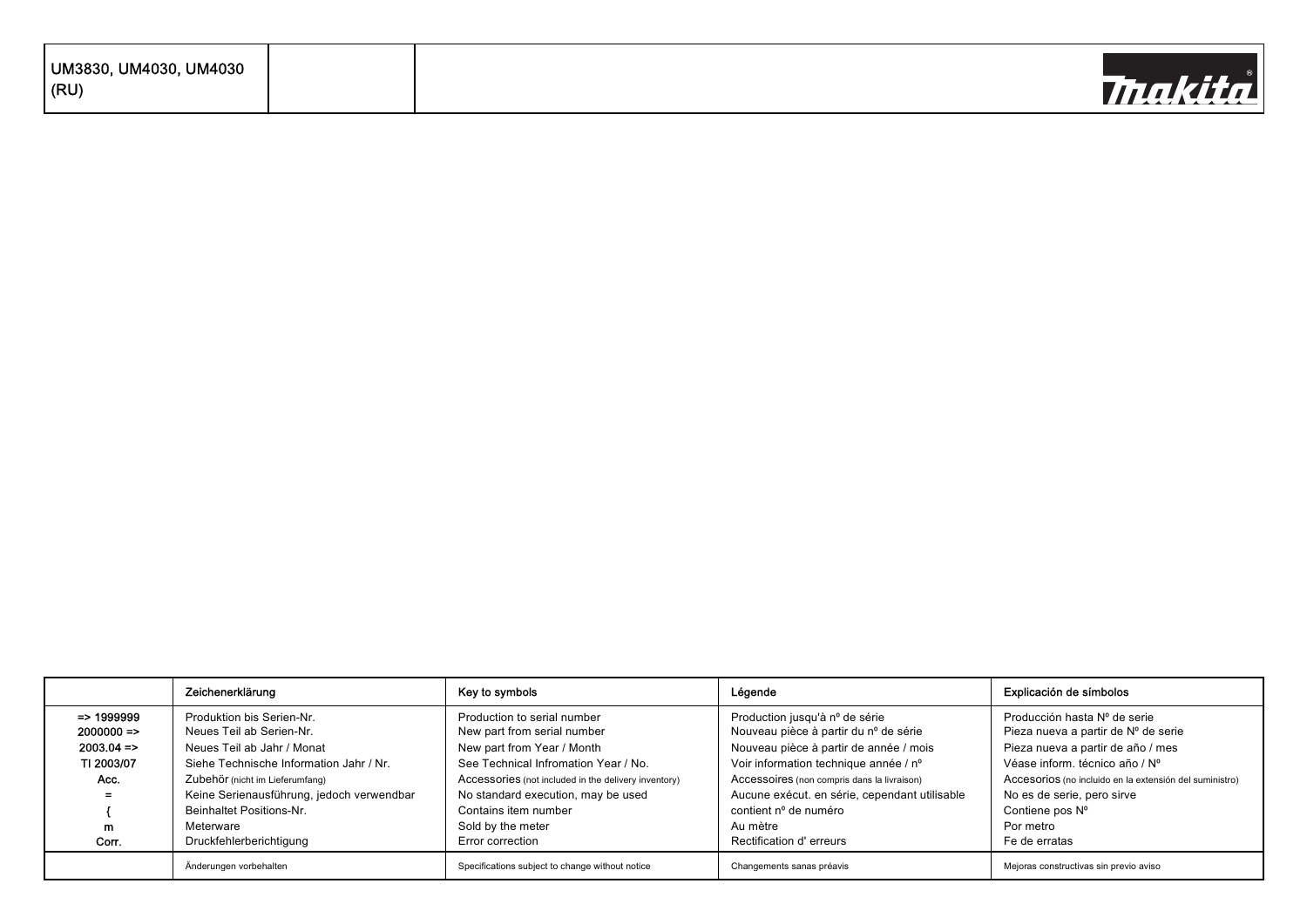UM3830, UM4030, UM4030 (RU)

| | Zeichenerklärung | Key to symbols | Légende | Explicación de símbolos |
|---|---|---|---|---|
| => 1999999 | Produktion bis Serien-Nr. | Production to serial number | Production jusqu'à nº de série | Producción hasta Nº de serie |
| 2000000 => | Neues Teil ab Serien-Nr. | New part from serial number | Nouveau pièce à partir du nº de série | Pieza nueva a partir de Nº de serie |
| 2003.04 => | Neues Teil ab Jahr / Monat | New part from Year / Month | Nouveau pièce à partir de année / mois | Pieza nueva a partir de año / mes |
| TI 2003/07 | Siehe Technische Information Jahr / Nr. | See Technical Infromation Year / No. | Voir information technique année / nº | Véase inform. técnico año / Nº |
| Acc. | Zubehör (nicht im Lieferumfang) | Accessories (not included in the delivery inventory) | Accessoires (non compris dans la livraison) | Accesorios (no incluido en la extensión del suministro) |
| = | Keine Serienausführung, jedoch verwendbar | No standard execution, may be used | Aucune exécut. en série, cependant utilisable | No es de serie, pero sirve |
| { | Beinhaltet Positions-Nr. | Contains item number | contient nº de numéro | Contiene pos Nº |
| m | Meterware | Sold by the meter | Au mètre | Por metro |
| Corr. | Druckfehlerberichtigung | Error correction | Rectification d' erreurs | Fe de erratas |
| | Änderungen vorbehalten | Specifications subject to change without notice | Changements sanas préavis | Mejoras constructivas sin previo aviso |